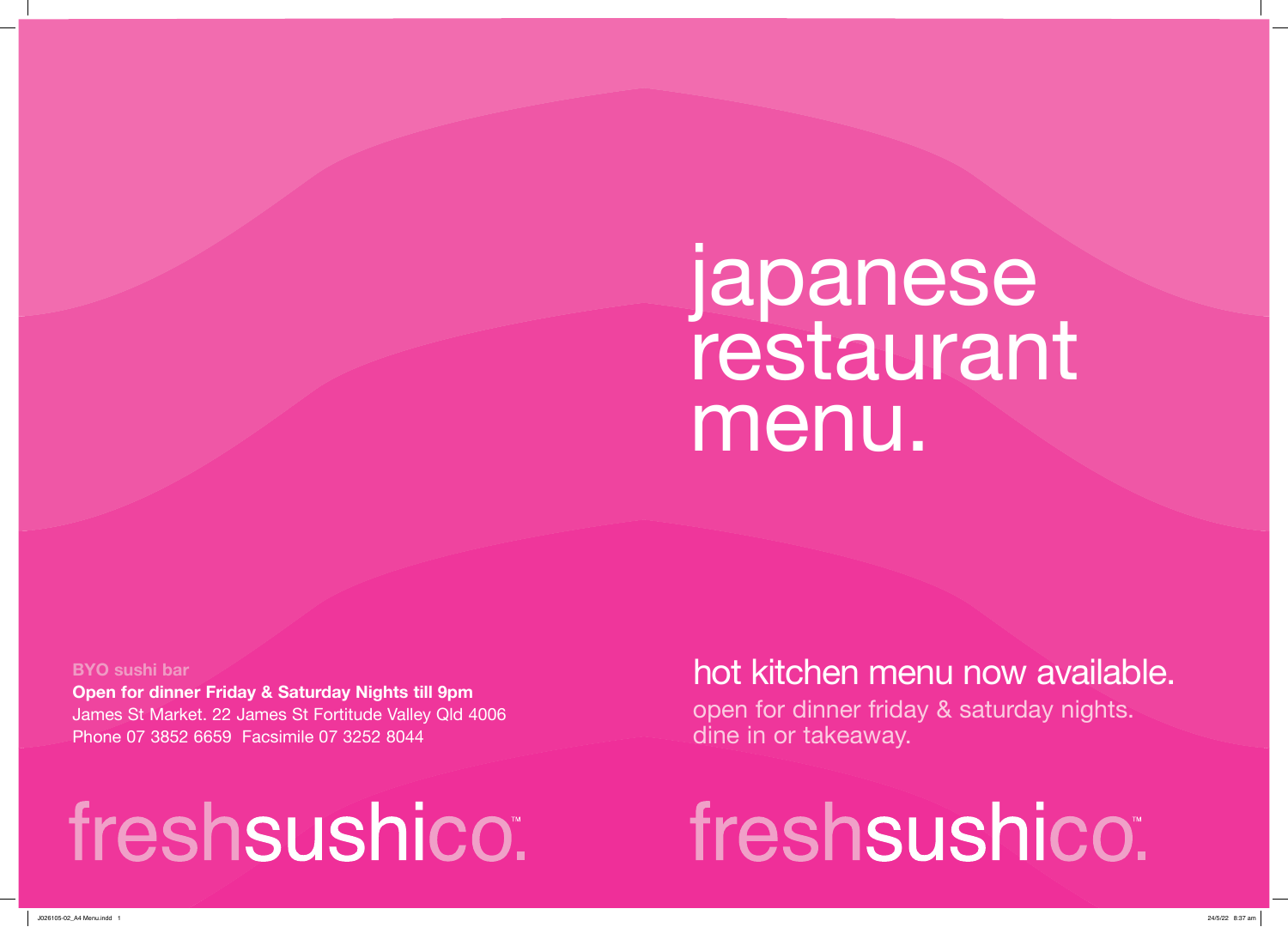# japanese restaurant menu.

**BYO sushi bar**

**Open for dinner Friday & Saturday Nights till 9pm**

James St Market. 22 James St Fortitude Valley Qld 4006

Phone 07 3852 6659 Facsimile 07 3252 8044

freshsushico.™

## hot kitchen menu now available.

open for dinner friday & saturday nights.
dine in or takeaway.

freshsushico.™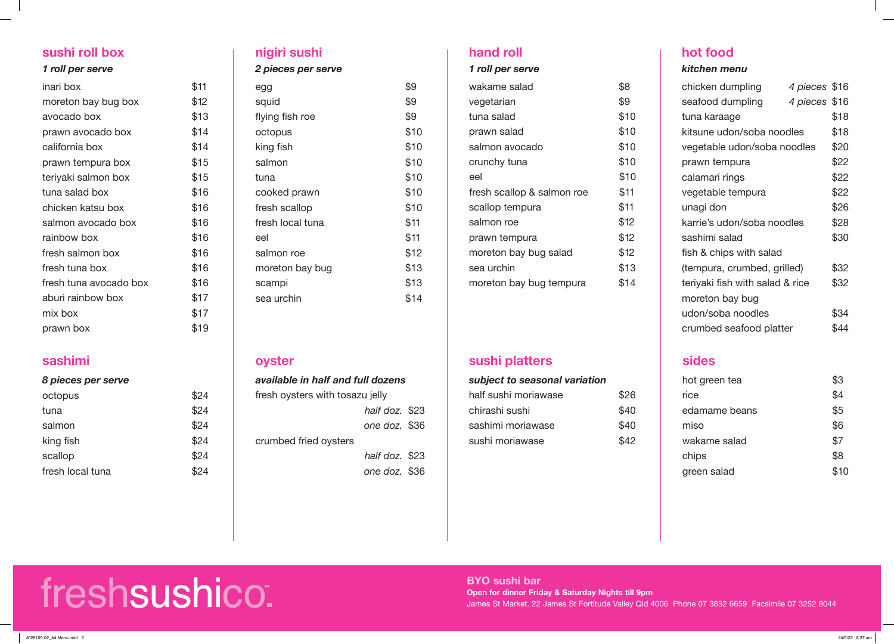## sushi roll box

***1 roll per serve***

| | |
|---|---|
| inari box | $11 |
| moreton bay bug box | $12 |
| avocado box | $13 |
| prawn avocado box | $14 |
| california box | $14 |
| prawn tempura box | $15 |
| teriyaki salmon box | $15 |
| tuna salad box | $16 |
| chicken katsu box | $16 |
| salmon avocado box | $16 |
| rainbow box | $16 |
| fresh salmon box | $16 |
| fresh tuna box | $16 |
| fresh tuna avocado box | $16 |
| aburi rainbow box | $17 |
| mix box | $17 |
| prawn box | $19 |

## sashimi

***8 pieces per serve***

| | |
|---|---|
| octopus | $24 |
| tuna | $24 |
| salmon | $24 |
| king fish | $24 |
| scallop | $24 |
| fresh local tuna | $24 |

## nigiri sushi

***2 pieces per serve***

| | |
|---|---|
| egg | $9 |
| squid | $9 |
| flying fish roe | $9 |
| octopus | $10 |
| king fish | $10 |
| salmon | $10 |
| tuna | $10 |
| cooked prawn | $10 |
| fresh scallop | $10 |
| fresh local tuna | $11 |
| eel | $11 |
| salmon roe | $12 |
| moreton bay bug | $13 |
| scampi | $13 |
| sea urchin | $14 |

## oyster

***available in half and full dozens***

| | | |
|---|---|---|
| fresh oysters with tosazu jelly | | |
| | *half doz.* | $23 |
| | *one doz.* | $36 |
| crumbed fried oysters | | |
| | *half doz.* | $23 |
| | *one doz.* | $36 |

## hand roll

***1 roll per serve***

| | |
|---|---|
| wakame salad | $8 |
| vegetarian | $9 |
| tuna salad | $10 |
| prawn salad | $10 |
| salmon avocado | $10 |
| crunchy tuna | $10 |
| eel | $10 |
| fresh scallop & salmon roe | $11 |
| scallop tempura | $11 |
| salmon roe | $12 |
| prawn tempura | $12 |
| moreton bay bug salad | $12 |
| sea urchin | $13 |
| moreton bay bug tempura | $14 |

## sushi platters

***subject to seasonal variation***

| | |
|---|---|
| half sushi moriawase | $26 |
| chirashi sushi | $40 |
| sashimi moriawase | $40 |
| sushi moriawase | $42 |

## hot food

***kitchen menu***

| | | |
|---|---|---|
| chicken dumpling | *4 pieces* | $16 |
| seafood dumpling | *4 pieces* | $16 |
| tuna karaage | | $18 |
| kitsune udon/soba noodles | | $18 |
| vegetable udon/soba noodles | | $20 |
| prawn tempura | | $22 |
| calamari rings | | $22 |
| vegetable tempura | | $22 |
| unagi don | | $26 |
| karrie's udon/soba noodles | | $28 |
| sashimi salad | | $30 |
| fish & chips with salad (tempura, crumbed, grilled) | | $32 |
| teriyaki fish with salad & rice | | $32 |
| moreton bay bug udon/soba noodles | | $34 |
| crumbed seafood platter | | $44 |

## sides

| | |
|---|---|
| hot green tea | $3 |
| rice | $4 |
| edamame beans | $5 |
| miso | $6 |
| wakame salad | $7 |
| chips | $8 |
| green salad | $10 |

freshsushico.™

**BYO sushi bar**

**Open for dinner Friday & Saturday Nights till 9pm**

James St Market. 22 James St Fortitude Valley Qld 4006 Phone 07 3852 6659 Facsimile 07 3252 8044